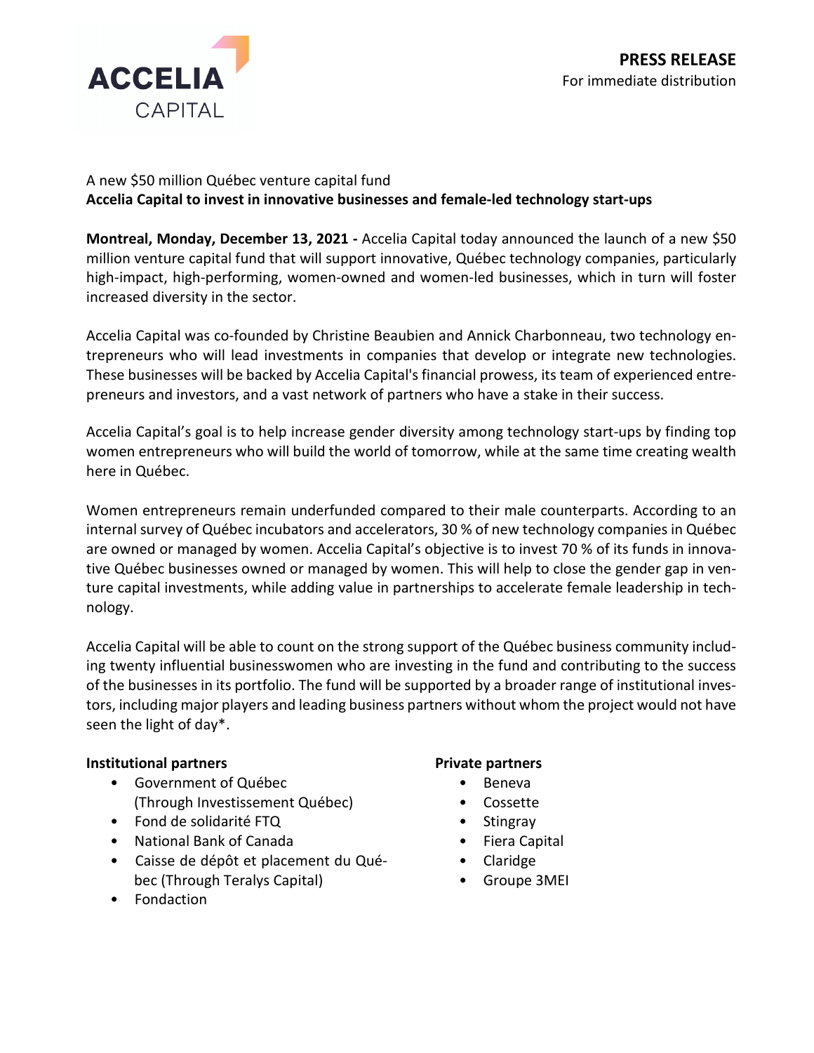ACCELIA CAPITAL

**PRESS RELEASE**
For immediate distribution

A new $50 million Québec venture capital fund
**Accelia Capital to invest in innovative businesses and female-led technology start-ups**

**Montreal, Monday, December 13, 2021 -** Accelia Capital today announced the launch of a new $50 million venture capital fund that will support innovative, Québec technology companies, particularly high-impact, high-performing, women-owned and women-led businesses, which in turn will foster increased diversity in the sector.

Accelia Capital was co-founded by Christine Beaubien and Annick Charbonneau, two technology entrepreneurs who will lead investments in companies that develop or integrate new technologies. These businesses will be backed by Accelia Capital's financial prowess, its team of experienced entrepreneurs and investors, and a vast network of partners who have a stake in their success.

Accelia Capital's goal is to help increase gender diversity among technology start-ups by finding top women entrepreneurs who will build the world of tomorrow, while at the same time creating wealth here in Québec.

Women entrepreneurs remain underfunded compared to their male counterparts. According to an internal survey of Québec incubators and accelerators, 30 % of new technology companies in Québec are owned or managed by women. Accelia Capital's objective is to invest 70 % of its funds in innovative Québec businesses owned or managed by women. This will help to close the gender gap in venture capital investments, while adding value in partnerships to accelerate female leadership in technology.

Accelia Capital will be able to count on the strong support of the Québec business community including twenty influential businesswomen who are investing in the fund and contributing to the success of the businesses in its portfolio. The fund will be supported by a broader range of institutional investors, including major players and leading business partners without whom the project would not have seen the light of day*.

**Institutional partners**

- Government of Québec (Through Investissement Québec)
- Fond de solidarité FTQ
- National Bank of Canada
- Caisse de dépôt et placement du Québec (Through Teralys Capital)
- Fondaction

**Private partners**

- Beneva
- Cossette
- Stingray
- Fiera Capital
- Claridge
- Groupe 3MEI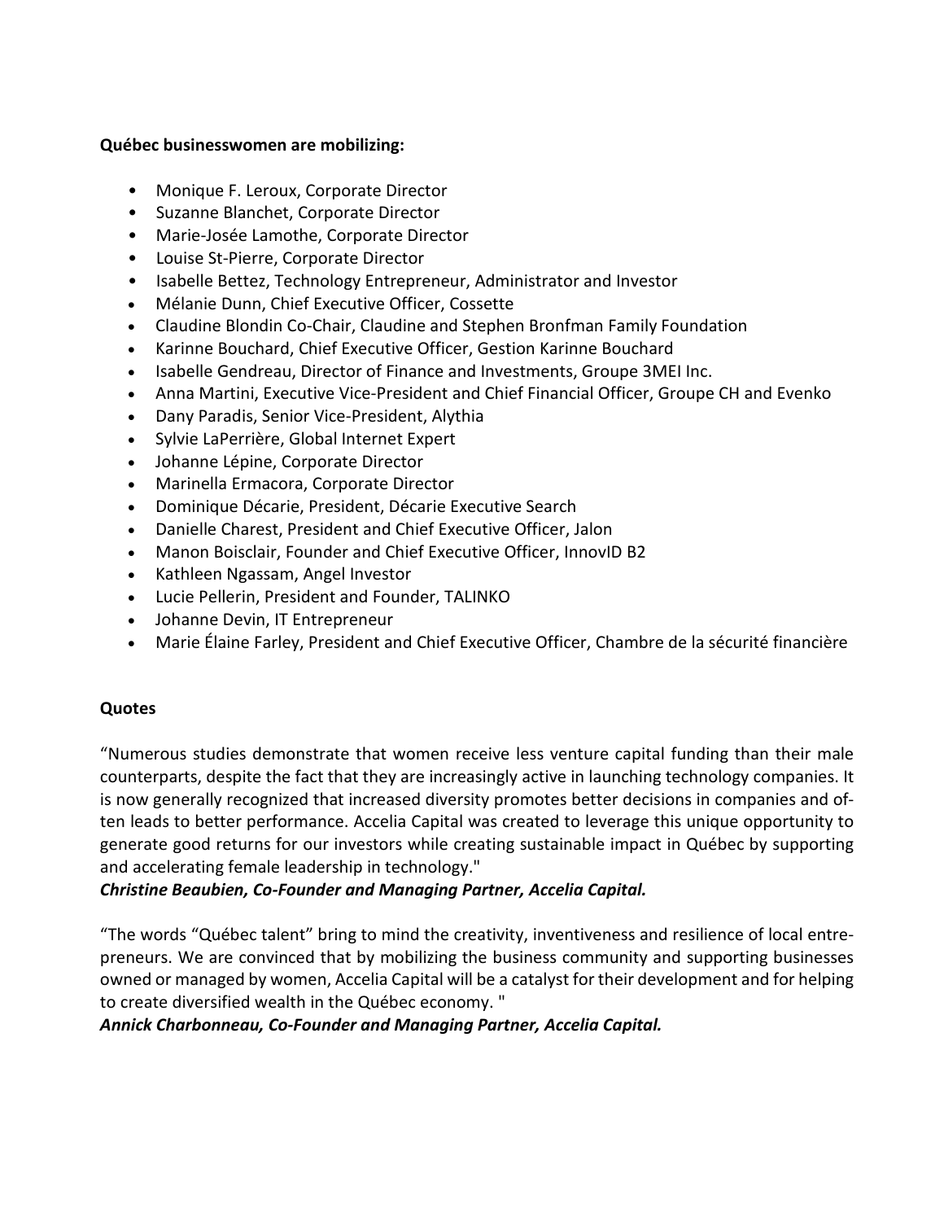**Québec businesswomen are mobilizing:**

- Monique F. Leroux, Corporate Director
- Suzanne Blanchet, Corporate Director
- Marie-Josée Lamothe, Corporate Director
- Louise St-Pierre, Corporate Director
- Isabelle Bettez, Technology Entrepreneur, Administrator and Investor
- Mélanie Dunn, Chief Executive Officer, Cossette
- Claudine Blondin Co-Chair, Claudine and Stephen Bronfman Family Foundation
- Karinne Bouchard, Chief Executive Officer, Gestion Karinne Bouchard
- Isabelle Gendreau, Director of Finance and Investments, Groupe 3MEI Inc.
- Anna Martini, Executive Vice-President and Chief Financial Officer, Groupe CH and Evenko
- Dany Paradis, Senior Vice-President, Alythia
- Sylvie LaPerrière, Global Internet Expert
- Johanne Lépine, Corporate Director
- Marinella Ermacora, Corporate Director
- Dominique Décarie, President, Décarie Executive Search
- Danielle Charest, President and Chief Executive Officer, Jalon
- Manon Boisclair, Founder and Chief Executive Officer, InnovID B2
- Kathleen Ngassam, Angel Investor
- Lucie Pellerin, President and Founder, TALINKO
- Johanne Devin, IT Entrepreneur
- Marie Élaine Farley, President and Chief Executive Officer, Chambre de la sécurité financière

**Quotes**

"Numerous studies demonstrate that women receive less venture capital funding than their male counterparts, despite the fact that they are increasingly active in launching technology companies. It is now generally recognized that increased diversity promotes better decisions in companies and often leads to better performance. Accelia Capital was created to leverage this unique opportunity to generate good returns for our investors while creating sustainable impact in Québec by supporting and accelerating female leadership in technology."
***Christine Beaubien, Co-Founder and Managing Partner, Accelia Capital.***

"The words "Québec talent" bring to mind the creativity, inventiveness and resilience of local entrepreneurs. We are convinced that by mobilizing the business community and supporting businesses owned or managed by women, Accelia Capital will be a catalyst for their development and for helping to create diversified wealth in the Québec economy. "
***Annick Charbonneau, Co-Founder and Managing Partner, Accelia Capital.***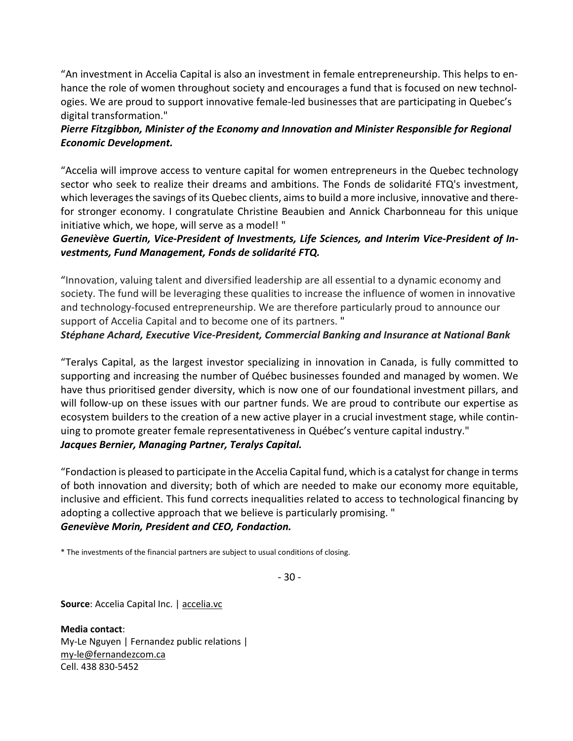"An investment in Accelia Capital is also an investment in female entrepreneurship. This helps to enhance the role of women throughout society and encourages a fund that is focused on new technologies. We are proud to support innovative female-led businesses that are participating in Quebec's digital transformation."
***Pierre Fitzgibbon, Minister of the Economy and Innovation and Minister Responsible for Regional Economic Development.***

"Accelia will improve access to venture capital for women entrepreneurs in the Quebec technology sector who seek to realize their dreams and ambitions. The Fonds de solidarité FTQ's investment, which leverages the savings of its Quebec clients, aims to build a more inclusive, innovative and therefor stronger economy. I congratulate Christine Beaubien and Annick Charbonneau for this unique initiative which, we hope, will serve as a model! "
***Geneviève Guertin, Vice-President of Investments, Life Sciences, and Interim Vice-President of Investments, Fund Management, Fonds de solidarité FTQ.***

"Innovation, valuing talent and diversified leadership are all essential to a dynamic economy and society. The fund will be leveraging these qualities to increase the influence of women in innovative and technology-focused entrepreneurship. We are therefore particularly proud to announce our support of Accelia Capital and to become one of its partners. "
***Stéphane Achard, Executive Vice-President, Commercial Banking and Insurance at National Bank***

"Teralys Capital, as the largest investor specializing in innovation in Canada, is fully committed to supporting and increasing the number of Québec businesses founded and managed by women. We have thus prioritised gender diversity, which is now one of our foundational investment pillars, and will follow-up on these issues with our partner funds. We are proud to contribute our expertise as ecosystem builders to the creation of a new active player in a crucial investment stage, while continuing to promote greater female representativeness in Québec's venture capital industry."
***Jacques Bernier, Managing Partner, Teralys Capital.***

"Fondaction is pleased to participate in the Accelia Capital fund, which is a catalyst for change in terms of both innovation and diversity; both of which are needed to make our economy more equitable, inclusive and efficient. This fund corrects inequalities related to access to technological financing by adopting a collective approach that we believe is particularly promising. "
***Geneviève Morin, President and CEO, Fondaction.***

* The investments of the financial partners are subject to usual conditions of closing.

- 30 -

**Source**: Accelia Capital Inc. | accelia.vc

**Media contact**:
My-Le Nguyen | Fernandez public relations |
my-le@fernandezcom.ca
Cell. 438 830-5452